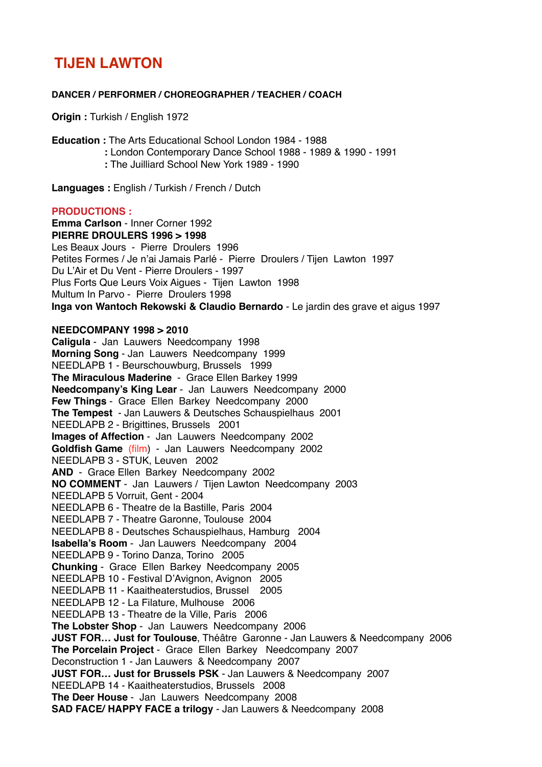# TIJEN LAWTON

**DANCER / PERFORMER / CHOREOGRAPHER / TEACHER / COACH**

**Origin :** Turkish / English 1972

**Education :** The Arts Educational School London 1984 - 1988
**:** London Contemporary Dance School 1988 - 1989 & 1990 - 1991
**:** The Juilliard School New York 1989 - 1990

**Languages :** English / Turkish / French / Dutch

**PRODUCTIONS :**
**Emma Carlson** - Inner Corner 1992
**PIERRE DROULERS 1996 > 1998**
Les Beaux Jours - Pierre Droulers 1996
Petites Formes / Je n'ai Jamais Parlé - Pierre Droulers / Tijen Lawton 1997
Du L'Air et Du Vent - Pierre Droulers - 1997
Plus Forts Que Leurs Voix Aigues - Tijen Lawton 1998
Multum In Parvo - Pierre Droulers 1998
**Inga von Wantoch Rekowski & Claudio Bernardo** - Le jardin des grave et aigus 1997

**NEEDCOMPANY 1998 > 2010**
**Caligula** - Jan Lauwers Needcompany 1998
**Morning Song** - Jan Lauwers Needcompany 1999
NEEDLAPB 1 - Beurschouwburg, Brussels 1999
**The Miraculous Maderine** - Grace Ellen Barkey 1999
**Needcompany's King Lear** - Jan Lauwers Needcompany 2000
**Few Things** - Grace Ellen Barkey Needcompany 2000
**The Tempest** - Jan Lauwers & Deutsches Schauspielhaus 2001
NEEDLAPB 2 - Brigittines, Brussels 2001
**Images of Affection** - Jan Lauwers Needcompany 2002
**Goldfish Game** (film) - Jan Lauwers Needcompany 2002
NEEDLAPB 3 - STUK, Leuven 2002
**AND** - Grace Ellen Barkey Needcompany 2002
**NO COMMENT** - Jan Lauwers / Tijen Lawton Needcompany 2003
NEEDLAPB 5 Vorruit, Gent - 2004
NEEDLAPB 6 - Theatre de la Bastille, Paris 2004
NEEDLAPB 7 - Theatre Garonne, Toulouse 2004
NEEDLAPB 8 - Deutsches Schauspielhaus, Hamburg 2004
**Isabella's Room** - Jan Lauwers Needcompany 2004
NEEDLAPB 9 - Torino Danza, Torino 2005
**Chunking** - Grace Ellen Barkey Needcompany 2005
NEEDLAPB 10 - Festival D'Avignon, Avignon 2005
NEEDLAPB 11 - Kaaitheaterstudios, Brussel 2005
NEEDLAPB 12 - La Filature, Mulhouse 2006
NEEDLAPB 13 - Theatre de la Ville, Paris 2006
**The Lobster Shop** - Jan Lauwers Needcompany 2006
**JUST FOR… Just for Toulouse**, Théâtre Garonne - Jan Lauwers & Needcompany 2006
**The Porcelain Project** - Grace Ellen Barkey Needcompany 2007
Deconstruction 1 - Jan Lauwers & Needcompany 2007
**JUST FOR… Just for Brussels PSK** - Jan Lauwers & Needcompany 2007
NEEDLAPB 14 - Kaaitheaterstudios, Brussels 2008
**The Deer House** - Jan Lauwers Needcompany 2008
**SAD FACE/ HAPPY FACE a trilogy** - Jan Lauwers & Needcompany 2008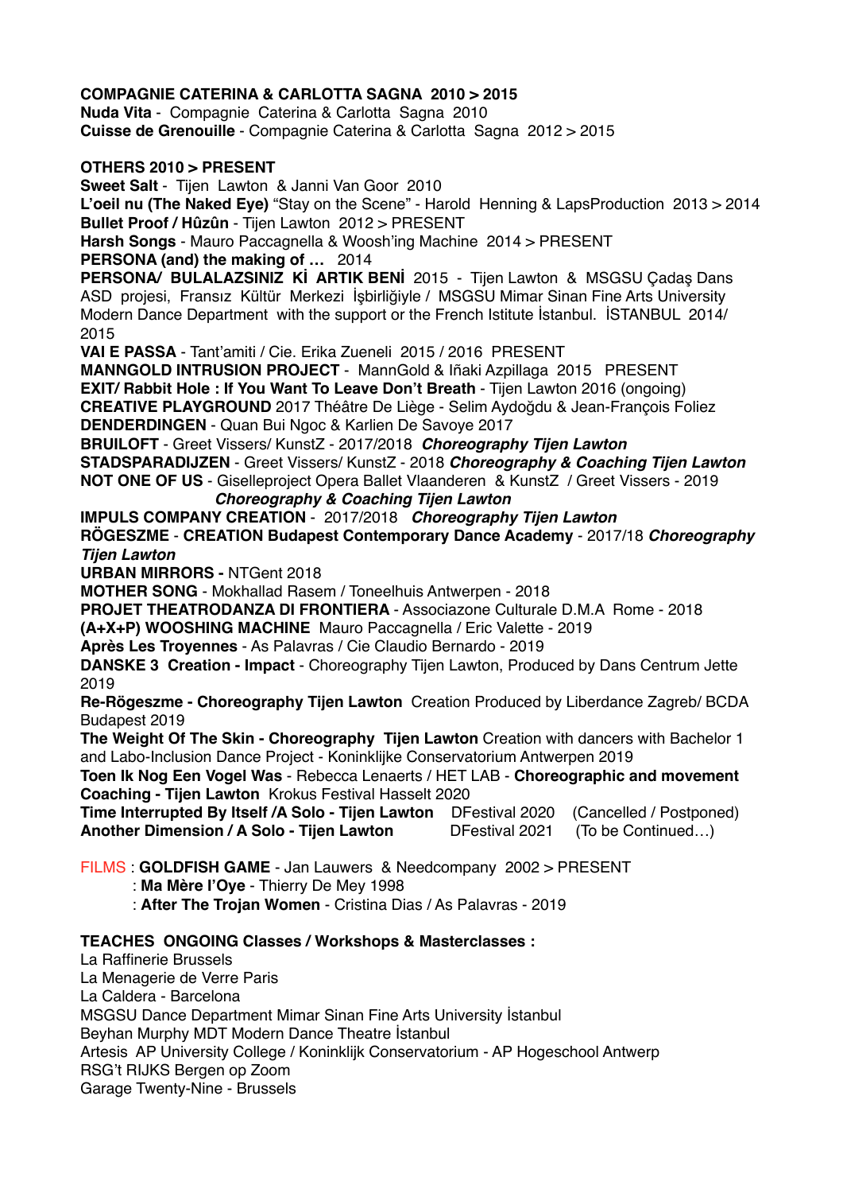**COMPAGNIE CATERINA & CARLOTTA SAGNA 2010 > 2015**
**Nuda Vita** - Compagnie Caterina & Carlotta Sagna 2010
**Cuisse de Grenouille** - Compagnie Caterina & Carlotta Sagna 2012 > 2015

**OTHERS 2010 > PRESENT**
**Sweet Salt** - Tijen Lawton & Janni Van Goor 2010
**L'oeil nu (The Naked Eye)** "Stay on the Scene" - Harold Henning & LapsProduction 2013 > 2014
**Bullet Proof / Hûzûn** - Tijen Lawton 2012 > PRESENT
**Harsh Songs** - Mauro Paccagnella & Woosh'ing Machine 2014 > PRESENT
**PERSONA (and) the making of …** 2014
**PERSONA/ BULALAZSINIZ Kİ ARTIK BENİ** 2015 - Tijen Lawton & MSGSU Çadaş Dans ASD projesi, Fransız Kültür Merkezi İşbirliğiyle / MSGSU Mimar Sinan Fine Arts University Modern Dance Department with the support or the French Istitute İstanbul. İSTANBUL 2014/ 2015
**VAI E PASSA** - Tant'amiti / Cie. Erika Zueneli 2015 / 2016 PRESENT
**MANNGOLD INTRUSION PROJECT** - MannGold & Iñaki Azpillaga 2015 PRESENT
**EXIT/ Rabbit Hole : If You Want To Leave Don't Breath** - Tijen Lawton 2016 (ongoing)
**CREATIVE PLAYGROUND** 2017 Théâtre De Liège - Selim Aydoğdu & Jean-François Foliez
**DENDERDINGEN** - Quan Bui Ngoc & Karlien De Savoye 2017
**BRUILOFT** - Greet Vissers/ KunstZ - 2017/2018 ***Choreography Tijen Lawton***
**STADSPARADIJZEN** - Greet Vissers/ KunstZ - 2018 ***Choreography & Coaching Tijen Lawton***
**NOT ONE OF US** - Giselleproject Opera Ballet Vlaanderen & KunstZ / Greet Vissers - 2019 ***Choreography & Coaching Tijen Lawton***
**IMPULS COMPANY CREATION** - 2017/2018 ***Choreography Tijen Lawton***
**RÖGESZME** - **CREATION Budapest Contemporary Dance Academy** - 2017/18 ***Choreography Tijen Lawton***
**URBAN MIRRORS -** NTGent 2018
**MOTHER SONG** - Mokhallad Rasem / Toneelhuis Antwerpen - 2018
**PROJET THEATRODANZA DI FRONTIERA** - Associazone Culturale D.M.A Rome - 2018
**(A+X+P) WOOSHING MACHINE** Mauro Paccagnella / Eric Valette - 2019
**Après Les Troyennes** - As Palavras / Cie Claudio Bernardo - 2019
**DANSKE 3 Creation - Impact** - Choreography Tijen Lawton, Produced by Dans Centrum Jette 2019
**Re-Rögeszme - Choreography Tijen Lawton** Creation Produced by Liberdance Zagreb/ BCDA Budapest 2019
**The Weight Of The Skin - Choreography Tijen Lawton** Creation with dancers with Bachelor 1 and Labo-Inclusion Dance Project - Koninklijke Conservatorium Antwerpen 2019
**Toen Ik Nog Een Vogel Was** - Rebecca Lenaerts / HET LAB - **Choreographic and movement Coaching - Tijen Lawton** Krokus Festival Hasselt 2020
**Time Interrupted By Itself /A Solo - Tijen Lawton** DFestival 2020 (Cancelled / Postponed)
**Another Dimension / A Solo - Tijen Lawton** DFestival 2021 (To be Continued…)

FILMS : **GOLDFISH GAME** - Jan Lauwers & Needcompany 2002 > PRESENT
: **Ma Mère l'Oye** - Thierry De Mey 1998
: **After The Trojan Women** - Cristina Dias / As Palavras - 2019

**TEACHES ONGOING Classes / Workshops & Masterclasses :**
La Raffinerie Brussels
La Menagerie de Verre Paris
La Caldera - Barcelona
MSGSU Dance Department Mimar Sinan Fine Arts University İstanbul
Beyhan Murphy MDT Modern Dance Theatre İstanbul
Artesis AP University College / Koninklijk Conservatorium - AP Hogeschool Antwerp
RSG't RIJKS Bergen op Zoom
Garage Twenty-Nine - Brussels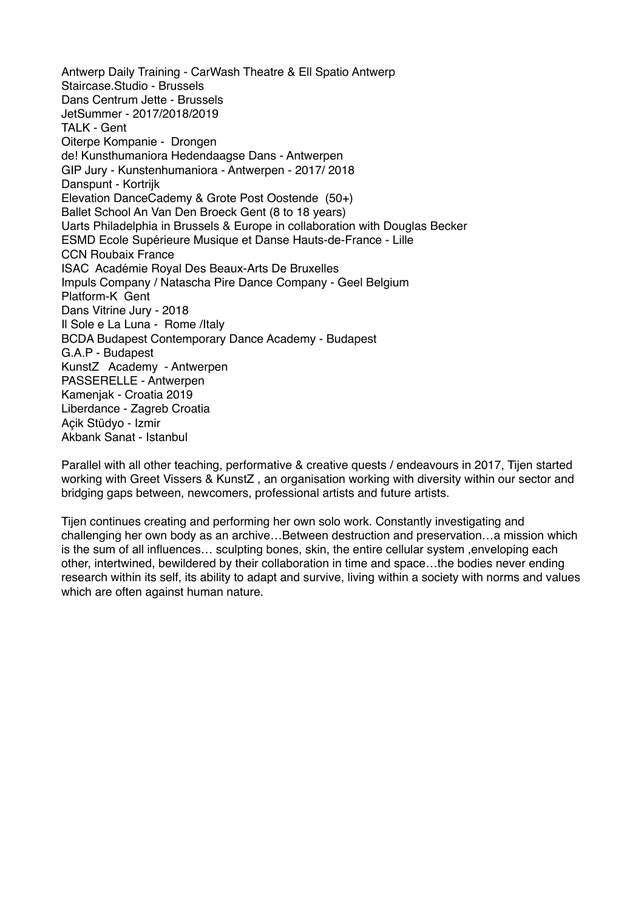Antwerp Daily Training - CarWash Theatre & Ell Spatio Antwerp
Staircase.Studio - Brussels
Dans Centrum Jette - Brussels
JetSummer - 2017/2018/2019
TALK - Gent
Oiterpe Kompanie - Drongen
de! Kunsthumaniora Hedendaagse Dans - Antwerpen
GIP Jury - Kunstenhumaniora - Antwerpen - 2017/ 2018
Danspunt - Kortrijk
Elevation DanceCademy & Grote Post Oostende (50+)
Ballet School An Van Den Broeck Gent (8 to 18 years)
Uarts Philadelphia in Brussels & Europe in collaboration with Douglas Becker
ESMD Ecole Supérieure Musique et Danse Hauts-de-France - Lille
CCN Roubaix France
ISAC Académie Royal Des Beaux-Arts De Bruxelles
Impuls Company / Natascha Pire Dance Company - Geel Belgium
Platform-K Gent
Dans Vitrine Jury - 2018
Il Sole e La Luna - Rome /Italy
BCDA Budapest Contemporary Dance Academy - Budapest
G.A.P - Budapest
KunstZ Academy - Antwerpen
PASSERELLE - Antwerpen
Kamenjak - Croatia 2019
Liberdance - Zagreb Croatia
Açik Stüdyo - Izmir
Akbank Sanat - Istanbul

Parallel with all other teaching, performative & creative quests / endeavours in 2017, Tijen started working with Greet Vissers & KunstZ , an organisation working with diversity within our sector and bridging gaps between, newcomers, professional artists and future artists.

Tijen continues creating and performing her own solo work. Constantly investigating and challenging her own body as an archive…Between destruction and preservation…a mission which is the sum of all influences… sculpting bones, skin, the entire cellular system ,enveloping each other, intertwined, bewildered by their collaboration in time and space…the bodies never ending research within its self, its ability to adapt and survive, living within a society with norms and values which are often against human nature.